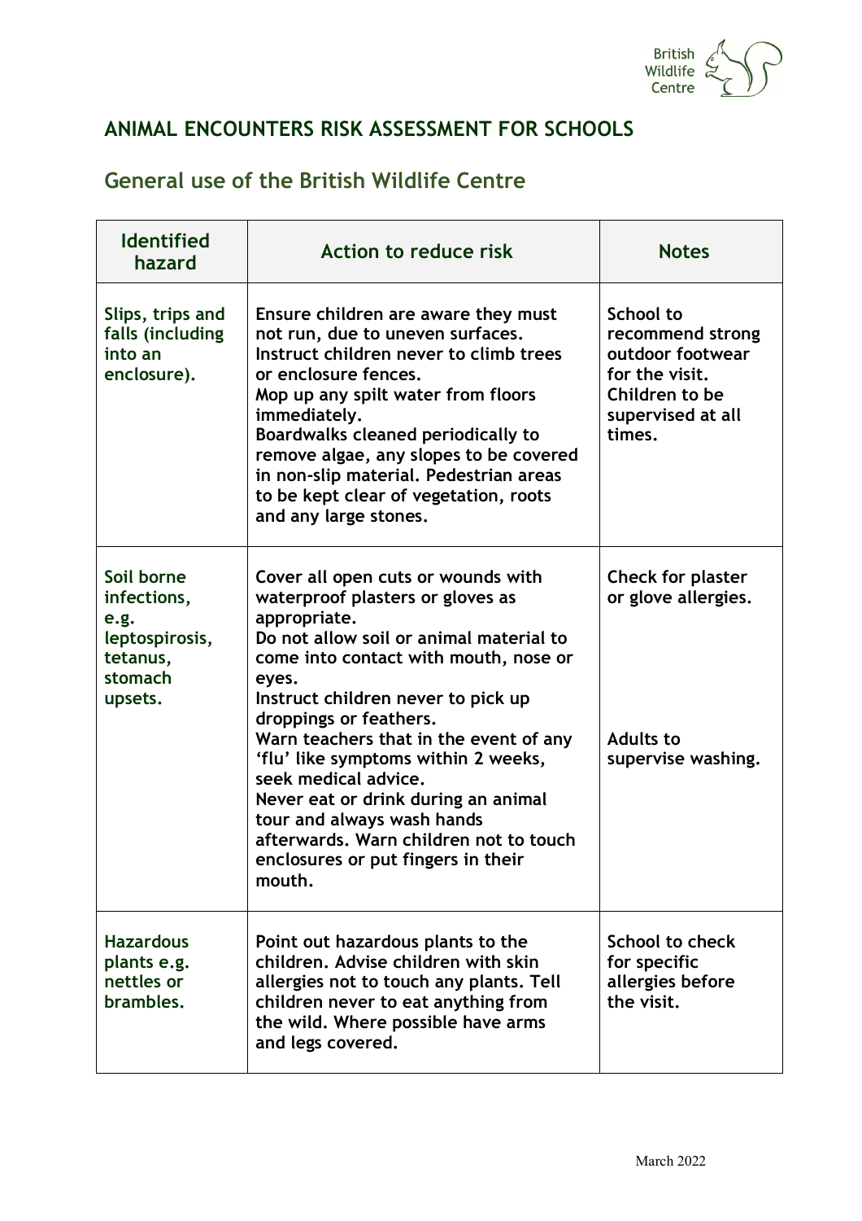# ANIMAL ENCOUNTERS RISK ASSESSMENT FOR SCHOOLS

## General use of the British Wildlife Centre

| Identified hazard | Action to reduce risk | Notes |
|---|---|---|
| Slips, trips and falls (including into an enclosure). | Ensure children are aware they must not run, due to uneven surfaces. Instruct children never to climb trees or enclosure fences. Mop up any spilt water from floors immediately. Boardwalks cleaned periodically to remove algae, any slopes to be covered in non-slip material. Pedestrian areas to be kept clear of vegetation, roots and any large stones. | School to recommend strong outdoor footwear for the visit. Children to be supervised at all times. |
| Soil borne infections, e.g. leptospirosis, tetanus, stomach upsets. | Cover all open cuts or wounds with waterproof plasters or gloves as appropriate. Do not allow soil or animal material to come into contact with mouth, nose or eyes. Instruct children never to pick up droppings or feathers. Warn teachers that in the event of any 'flu' like symptoms within 2 weeks, seek medical advice. Never eat or drink during an animal tour and always wash hands afterwards. Warn children not to touch enclosures or put fingers in their mouth. | Check for plaster or glove allergies. Adults to supervise washing. |
| Hazardous plants e.g. nettles or brambles. | Point out hazardous plants to the children. Advise children with skin allergies not to touch any plants. Tell children never to eat anything from the wild. Where possible have arms and legs covered. | School to check for specific allergies before the visit. |

March 2022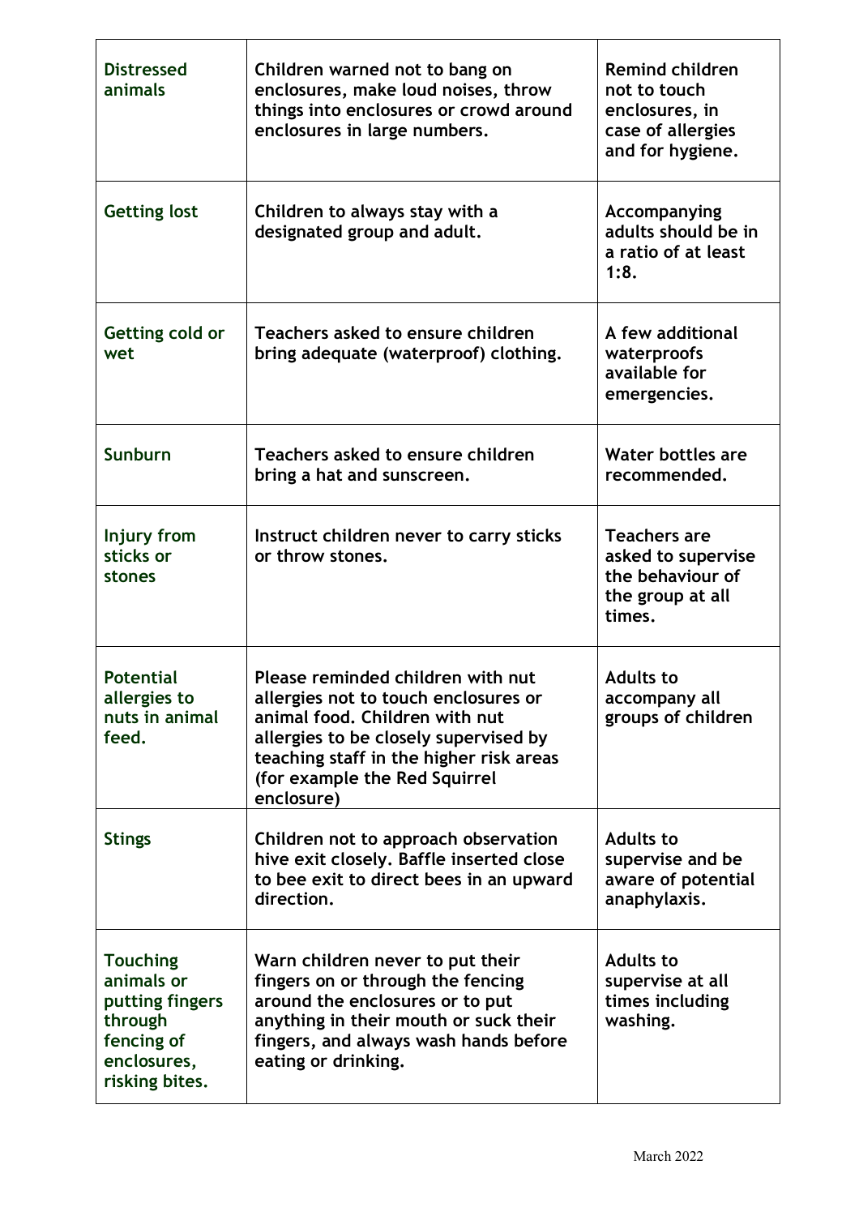| | | |
|---|---|---|
| Distressed animals | Children warned not to bang on enclosures, make loud noises, throw things into enclosures or crowd around enclosures in large numbers. | Remind children not to touch enclosures, in case of allergies and for hygiene. |
| Getting lost | Children to always stay with a designated group and adult. | Accompanying adults should be in a ratio of at least 1:8. |
| Getting cold or wet | Teachers asked to ensure children bring adequate (waterproof) clothing. | A few additional waterproofs available for emergencies. |
| Sunburn | Teachers asked to ensure children bring a hat and sunscreen. | Water bottles are recommended. |
| Injury from sticks or stones | Instruct children never to carry sticks or throw stones. | Teachers are asked to supervise the behaviour of the group at all times. |
| Potential allergies to nuts in animal feed. | Please reminded children with nut allergies not to touch enclosures or animal food. Children with nut allergies to be closely supervised by teaching staff in the higher risk areas (for example the Red Squirrel enclosure) | Adults to accompany all groups of children |
| Stings | Children not to approach observation hive exit closely. Baffle inserted close to bee exit to direct bees in an upward direction. | Adults to supervise and be aware of potential anaphylaxis. |
| Touching animals or putting fingers through fencing of enclosures, risking bites. | Warn children never to put their fingers on or through the fencing around the enclosures or to put anything in their mouth or suck their fingers, and always wash hands before eating or drinking. | Adults to supervise at all times including washing. |

March 2022